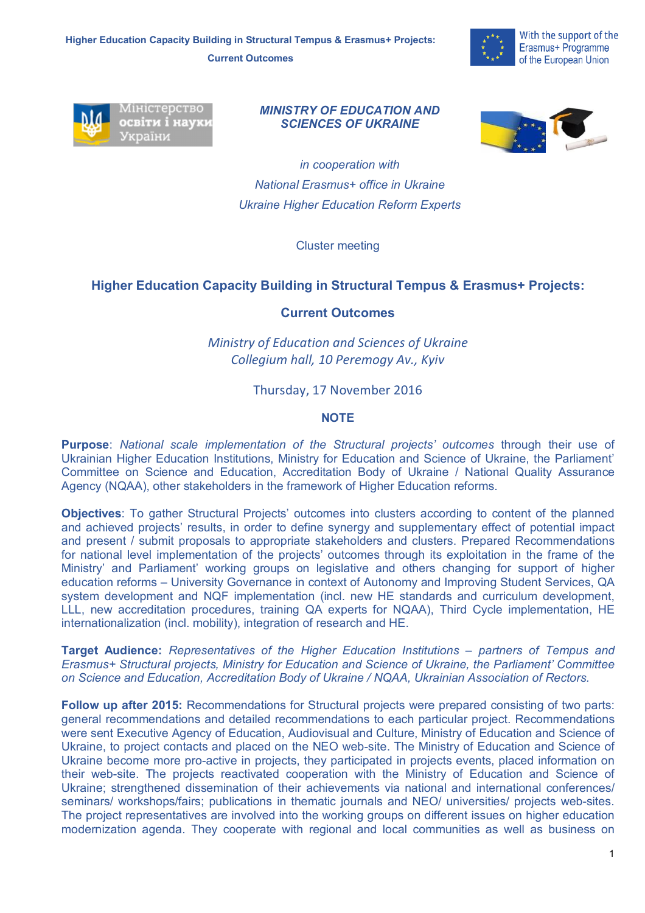**MINISTRY OF EDUCATION AND SCIENCES OF UKRAINE**

*in cooperation with*

*National Erasmus+ office in Ukraine*

*Ukraine Higher Education Reform Experts*

Cluster meeting

# Higher Education Capacity Building in Structural Tempus & Erasmus+ Projects:

## Current Outcomes

*Ministry of Education and Sciences of Ukraine*
*Collegium hall, 10 Peremogy Av., Kyiv*

Thursday, 17 November 2016

**NOTE**

**Purpose**: *National scale implementation of the Structural projects' outcomes* through their use of Ukrainian Higher Education Institutions, Ministry for Education and Science of Ukraine, the Parliament' Committee on Science and Education, Accreditation Body of Ukraine / National Quality Assurance Agency (NQAA), other stakeholders in the framework of Higher Education reforms.

**Objectives**: To gather Structural Projects' outcomes into clusters according to content of the planned and achieved projects' results, in order to define synergy and supplementary effect of potential impact and present / submit proposals to appropriate stakeholders and clusters. Prepared Recommendations for national level implementation of the projects' outcomes through its exploitation in the frame of the Ministry' and Parliament' working groups on legislative and others changing for support of higher education reforms – University Governance in context of Autonomy and Improving Student Services, QA system development and NQF implementation (incl. new HE standards and curriculum development, LLL, new accreditation procedures, training QA experts for NQAA), Third Cycle implementation, HE internationalization (incl. mobility), integration of research and HE.

**Target Audience:** *Representatives of the Higher Education Institutions – partners of Tempus and Erasmus+ Structural projects, Ministry for Education and Science of Ukraine, the Parliament' Committee on Science and Education, Accreditation Body of Ukraine / NQAA, Ukrainian Association of Rectors.*

**Follow up after 2015:** Recommendations for Structural projects were prepared consisting of two parts: general recommendations and detailed recommendations to each particular project. Recommendations were sent Executive Agency of Education, Audiovisual and Culture, Ministry of Education and Science of Ukraine, to project contacts and placed on the NEO web-site. The Ministry of Education and Science of Ukraine become more pro-active in projects, they participated in projects events, placed information on their web-site. The projects reactivated cooperation with the Ministry of Education and Science of Ukraine; strengthened dissemination of their achievements via national and international conferences/ seminars/ workshops/fairs; publications in thematic journals and NEO/ universities/ projects web-sites. The project representatives are involved into the working groups on different issues on higher education modernization agenda. They cooperate with regional and local communities as well as business on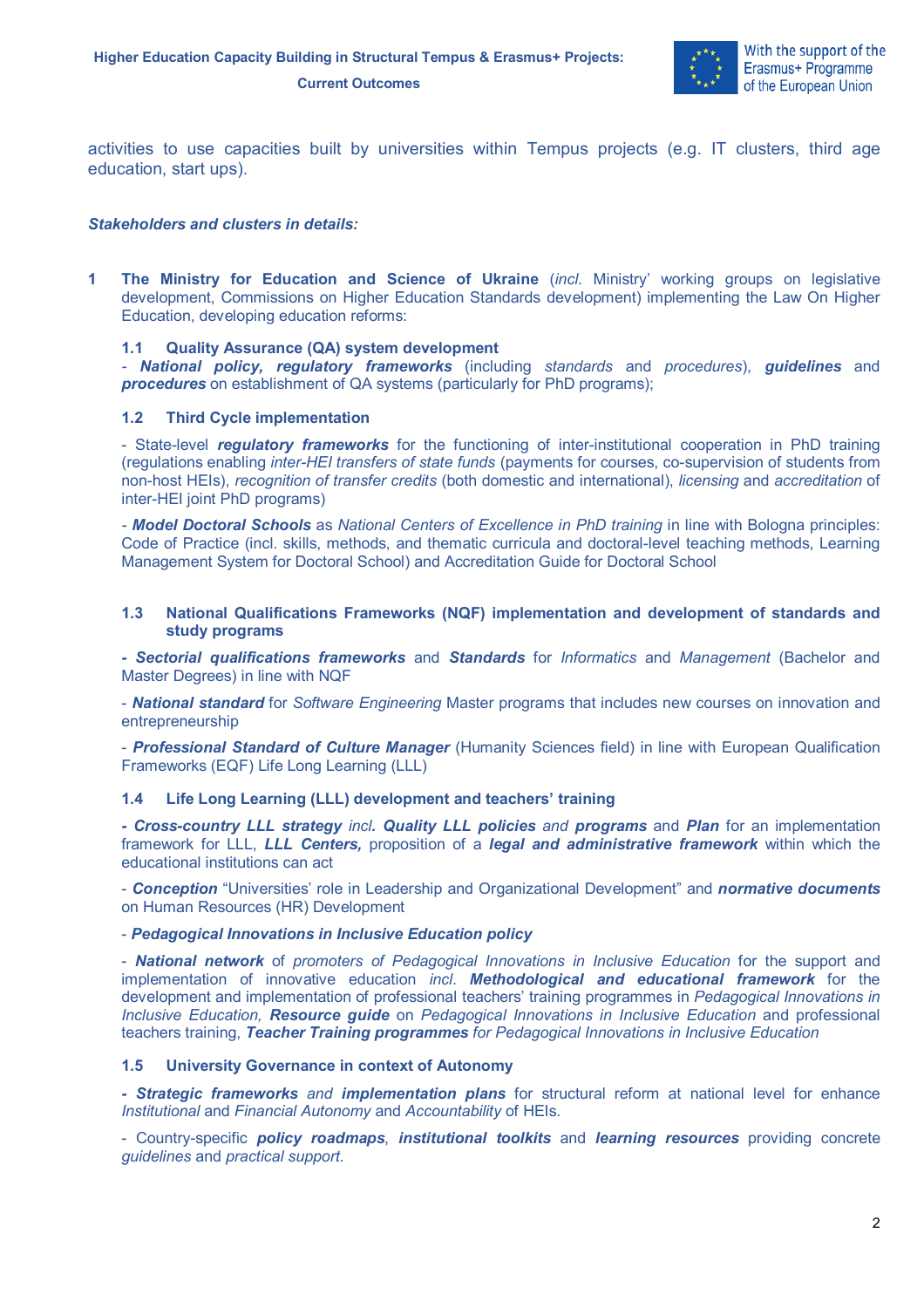activities to use capacities built by universities within Tempus projects (e.g. IT clusters, third age education, start ups).

***Stakeholders and clusters in details:***

**1 The Ministry for Education and Science of Ukraine** (*incl.* Ministry' working groups on legislative development, Commissions on Higher Education Standards development) implementing the Law On Higher Education, developing education reforms:

**1.1 Quality Assurance (QA) system development**

- ***National policy, regulatory frameworks*** (including *standards* and *procedures*), ***guidelines*** and ***procedures*** on establishment of QA systems (particularly for PhD programs);

**1.2 Third Cycle implementation**

- State-level ***regulatory frameworks*** for the functioning of inter-institutional cooperation in PhD training (regulations enabling *inter-HEI transfers of state funds* (payments for courses, co-supervision of students from non-host HEIs), *recognition of transfer credits* (both domestic and international), *licensing* and *accreditation* of inter-HEI joint PhD programs)

- ***Model Doctoral Schools*** as *National Centers of Excellence in PhD training* in line with Bologna principles: Code of Practice (incl. skills, methods, and thematic curricula and doctoral-level teaching methods, Learning Management System for Doctoral School) and Accreditation Guide for Doctoral School

**1.3 National Qualifications Frameworks (NQF) implementation and development of standards and study programs**

***- Sectorial qualifications frameworks*** and ***Standards*** for *Informatics* and *Management* (Bachelor and Master Degrees) in line with NQF

- ***National standard*** for *Software Engineering* Master programs that includes new courses on innovation and entrepreneurship

- ***Professional Standard of Culture Manager*** (Humanity Sciences field) in line with European Qualification Frameworks (EQF) Life Long Learning (LLL)

**1.4 Life Long Learning (LLL) development and teachers' training**

***- Cross-country LLL strategy*** *incl.* ***Quality LLL policies*** *and* ***programs*** and ***Plan*** for an implementation framework for LLL, ***LLL Centers,*** proposition of a ***legal and administrative framework*** within which the educational institutions can act

- ***Conception*** "Universities' role in Leadership and Organizational Development" and ***normative documents*** on Human Resources (HR) Development

- ***Pedagogical Innovations in Inclusive Education policy***

- ***National network*** of *promoters of Pedagogical Innovations in Inclusive Education* for the support and implementation of innovative education *incl.* ***Methodological and educational framework*** for the development and implementation of professional teachers' training programmes in *Pedagogical Innovations in Inclusive Education,* ***Resource guide*** on *Pedagogical Innovations in Inclusive Education* and professional teachers training, ***Teacher Training programmes*** *for Pedagogical Innovations in Inclusive Education*

**1.5 University Governance in context of Autonomy**

***- Strategic frameworks*** *and* ***implementation plans*** for structural reform at national level for enhance *Institutional* and *Financial Autonomy* and *Accountability* of HEIs.

- Country-specific ***policy roadmaps***, ***institutional toolkits*** and ***learning resources*** providing concrete *guidelines* and *practical support.*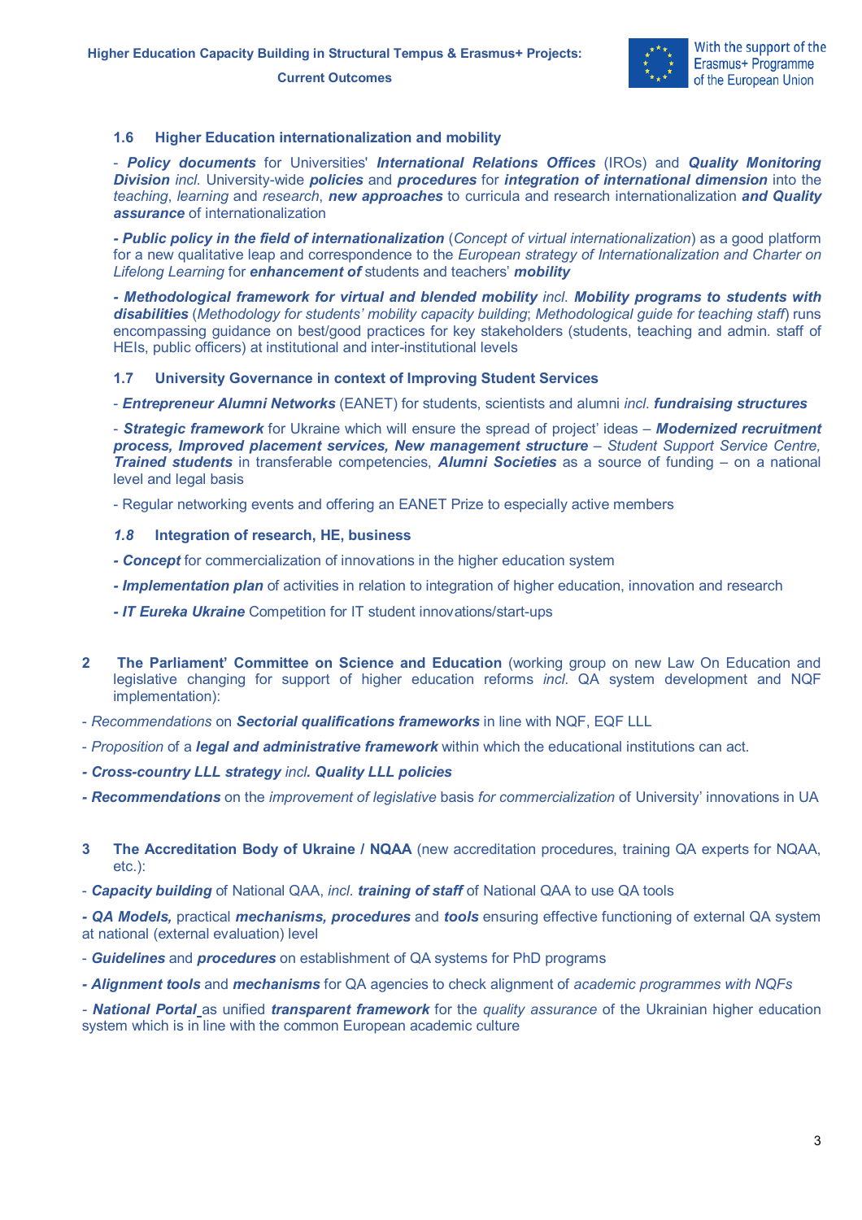### 1.6 Higher Education internationalization and mobility

- ***Policy documents*** for Universities' ***International Relations Offices*** (IROs) and ***Quality Monitoring Division*** *incl.* University-wide ***policies*** and ***procedures*** for ***integration of international dimension*** into the *teaching*, *learning* and *research*, ***new approaches*** to curricula and research internationalization ***and Quality assurance*** of internationalization

***- Public policy in the field of internationalization*** (*Concept of virtual internationalization*) as a good platform for a new qualitative leap and correspondence to the *European strategy of Internationalization and Charter on Lifelong Learning* for ***enhancement of*** students and teachers' ***mobility***

***- Methodological framework for virtual and blended mobility*** *incl.* ***Mobility programs to students with disabilities*** (*Methodology for students' mobility capacity building*; *Methodological guide for teaching staff*) runs encompassing guidance on best/good practices for key stakeholders (students, teaching and admin. staff of HEIs, public officers) at institutional and inter-institutional levels

### 1.7 University Governance in context of Improving Student Services

- ***Entrepreneur Alumni Networks*** (EANET) for students, scientists and alumni *incl.* ***fundraising structures***

- ***Strategic framework*** for Ukraine which will ensure the spread of project' ideas – ***Modernized recruitment process, Improved placement services, New management structure*** – *Student Support Service Centre,* ***Trained students*** in transferable competencies, ***Alumni Societies*** as a source of funding – on a national level and legal basis

- Regular networking events and offering an EANET Prize to especially active members

### *1.8* Integration of research, HE, business

***- Concept*** for commercialization of innovations in the higher education system

***- Implementation plan*** of activities in relation to integration of higher education, innovation and research

***- IT Eureka Ukraine*** Competition for IT student innovations/start-ups

## 2 The Parliament' Committee on Science and Education (working group on new Law On Education and legislative changing for support of higher education reforms *incl.* QA system development and NQF implementation):

- *Recommendations* on ***Sectorial qualifications frameworks*** in line with NQF, EQF LLL

- *Proposition* of a ***legal and administrative framework*** within which the educational institutions can act.

***- Cross-country LLL strategy*** *incl.* ***Quality LLL policies***

***- Recommendations*** on the *improvement of legislative* basis *for commercialization* of University' innovations in UA

## 3 The Accreditation Body of Ukraine / NQAA (new accreditation procedures, training QA experts for NQAA, etc.):

- ***Capacity building*** of National QAA, *incl.* ***training of staff*** of National QAA to use QA tools

***- QA Models,*** practical ***mechanisms, procedures*** and ***tools*** ensuring effective functioning of external QA system at national (external evaluation) level

- ***Guidelines*** and ***procedures*** on establishment of QA systems for PhD programs

***- Alignment tools*** and ***mechanisms*** for QA agencies to check alignment of *academic programmes with NQFs*

- ***National Portal*** as unified ***transparent framework*** for the *quality assurance* of the Ukrainian higher education system which is in line with the common European academic culture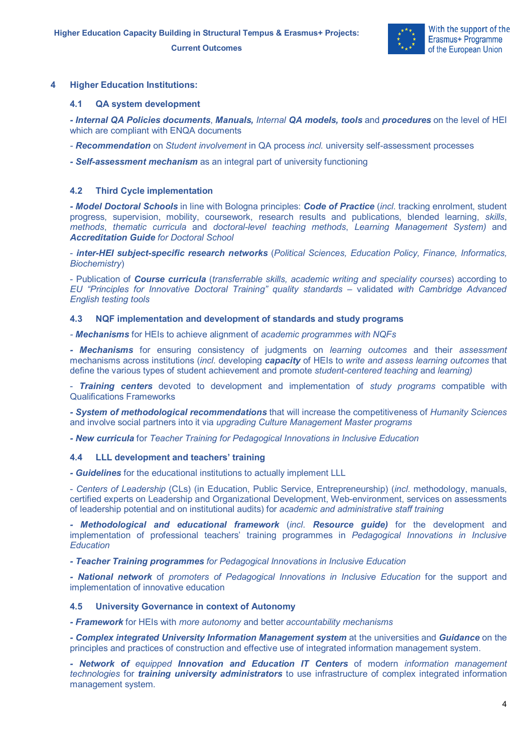# 4 Higher Education Institutions:

## 4.1 QA system development

***- Internal QA Policies documents***, ***Manuals,*** *Internal* ***QA models, tools*** and ***procedures*** on the level of HEI which are compliant with ENQA documents

- ***Recommendation*** on *Student involvement* in QA process *incl.* university self-assessment processes

***- Self-assessment mechanism*** as an integral part of university functioning

## 4.2 Third Cycle implementation

***- Model Doctoral Schools*** in line with Bologna principles: ***Code of Practice*** (*incl.* tracking enrolment, student progress, supervision, mobility, coursework, research results and publications, blended learning, *skills*, *methods*, *thematic curricula* and *doctoral-level teaching methods*, *Learning Management System)* and ***Accreditation Guide*** *for Doctoral School*

- ***inter-HEI subject-specific research networks*** (*Political Sciences, Education Policy, Finance, Informatics, Biochemistry*)

- Publication of ***Course curricula*** (*transferrable skills, academic writing and speciality courses*) according to *EU "Principles for Innovative Doctoral Training" quality standards* – validated *with Cambridge Advanced English testing tools*

## 4.3 NQF implementation and development of standards and study programs

- ***Mechanisms*** for HEIs to achieve alignment of *academic programmes with NQFs*

***- Mechanisms*** for ensuring consistency of judgments on *learning outcomes* and their *assessment* mechanisms across institutions (*incl.* developing ***capacity*** of HEIs to *write and assess learning outcomes* that define the various types of student achievement and promote *student-centered teaching* and *learning)*

- ***Training centers*** devoted to development and implementation of *study programs* compatible with Qualifications Frameworks

***- System of methodological recommendations*** that will increase the competitiveness of *Humanity Sciences* and involve social partners into it via *upgrading Culture Management Master programs*

***- New curricula*** for *Teacher Training for Pedagogical Innovations in Inclusive Education*

## 4.4 LLL development and teachers' training

***- Guidelines*** for the educational institutions to actually implement LLL

- *Centers of Leadership* (CLs) (in Education, Public Service, Entrepreneurship) (*incl.* methodology, manuals, certified experts on Leadership and Organizational Development, Web-environment, services on assessments of leadership potential and on institutional audits) for *academic and administrative staff training*

***- Methodological and educational framework*** (*incl.* ***Resource guide)*** for the development and implementation of professional teachers' training programmes in *Pedagogical Innovations in Inclusive Education*

***- Teacher Training programmes*** *for Pedagogical Innovations in Inclusive Education*

***- National network*** of *promoters of Pedagogical Innovations in Inclusive Education* for the support and implementation of innovative education

## 4.5 University Governance in context of Autonomy

***- Framework*** for HEIs with *more autonomy* and better *accountability mechanisms*

***- Complex integrated University Information Management system*** at the universities and ***Guidance*** on the principles and practices of construction and effective use of integrated information management system.

***- Network of*** *equipped* ***Innovation and Education IT Centers*** of modern *information management technologies* for ***training university administrators*** to use infrastructure of complex integrated information management system.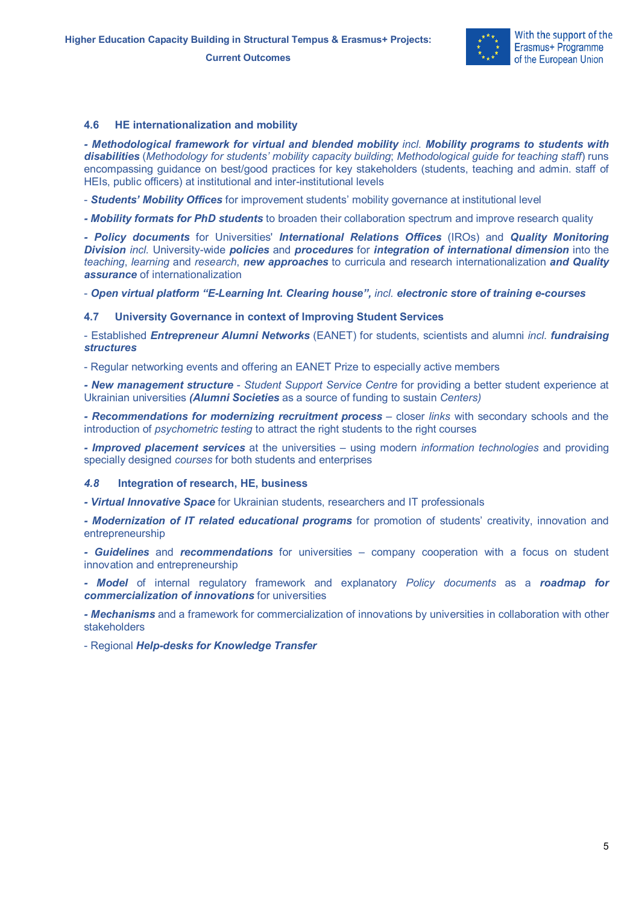### 4.6 HE internationalization and mobility

***- Methodological framework for virtual and blended mobility*** *incl.* ***Mobility programs to students with disabilities*** (*Methodology for students' mobility capacity building*; *Methodological guide for teaching staff*) runs encompassing guidance on best/good practices for key stakeholders (students, teaching and admin. staff of HEIs, public officers) at institutional and inter-institutional levels

- ***Students' Mobility Offices*** for improvement students' mobility governance at institutional level

***- Mobility formats for PhD students*** to broaden their collaboration spectrum and improve research quality

***- Policy documents*** for Universities' ***International Relations Offices*** (IROs) and ***Quality Monitoring Division*** *incl.* University-wide ***policies*** and ***procedures*** for ***integration of international dimension*** into the *teaching*, *learning* and *research*, ***new approaches*** to curricula and research internationalization ***and Quality assurance*** of internationalization

- ***Open virtual platform "E-Learning Int. Clearing house",*** *incl.* ***electronic store of training e-courses***

### 4.7 University Governance in context of Improving Student Services

- Established ***Entrepreneur Alumni Networks*** (EANET) for students, scientists and alumni *incl.* ***fundraising structures***

- Regular networking events and offering an EANET Prize to especially active members

***- New management structure*** - *Student Support Service Centre* for providing a better student experience at Ukrainian universities ***(Alumni Societies*** *as a source of funding to sustain Centers)*

***- Recommendations for modernizing recruitment process*** – closer *links* with secondary schools and the introduction of *psychometric testing* to attract the right students to the right courses

***- Improved placement services*** at the universities – using modern *information technologies* and providing specially designed *courses* for both students and enterprises

### *4.8* Integration of research, HE, business

***- Virtual Innovative Space*** for Ukrainian students, researchers and IT professionals

***- Modernization of IT related educational programs*** for promotion of students' creativity, innovation and entrepreneurship

***- Guidelines*** and ***recommendations*** for universities – company cooperation with a focus on student innovation and entrepreneurship

***- Model*** of internal regulatory framework and explanatory *Policy documents* as a ***roadmap for commercialization of innovations*** for universities

***- Mechanisms*** and a framework for commercialization of innovations by universities in collaboration with other stakeholders

- Regional ***Help-desks for Knowledge Transfer***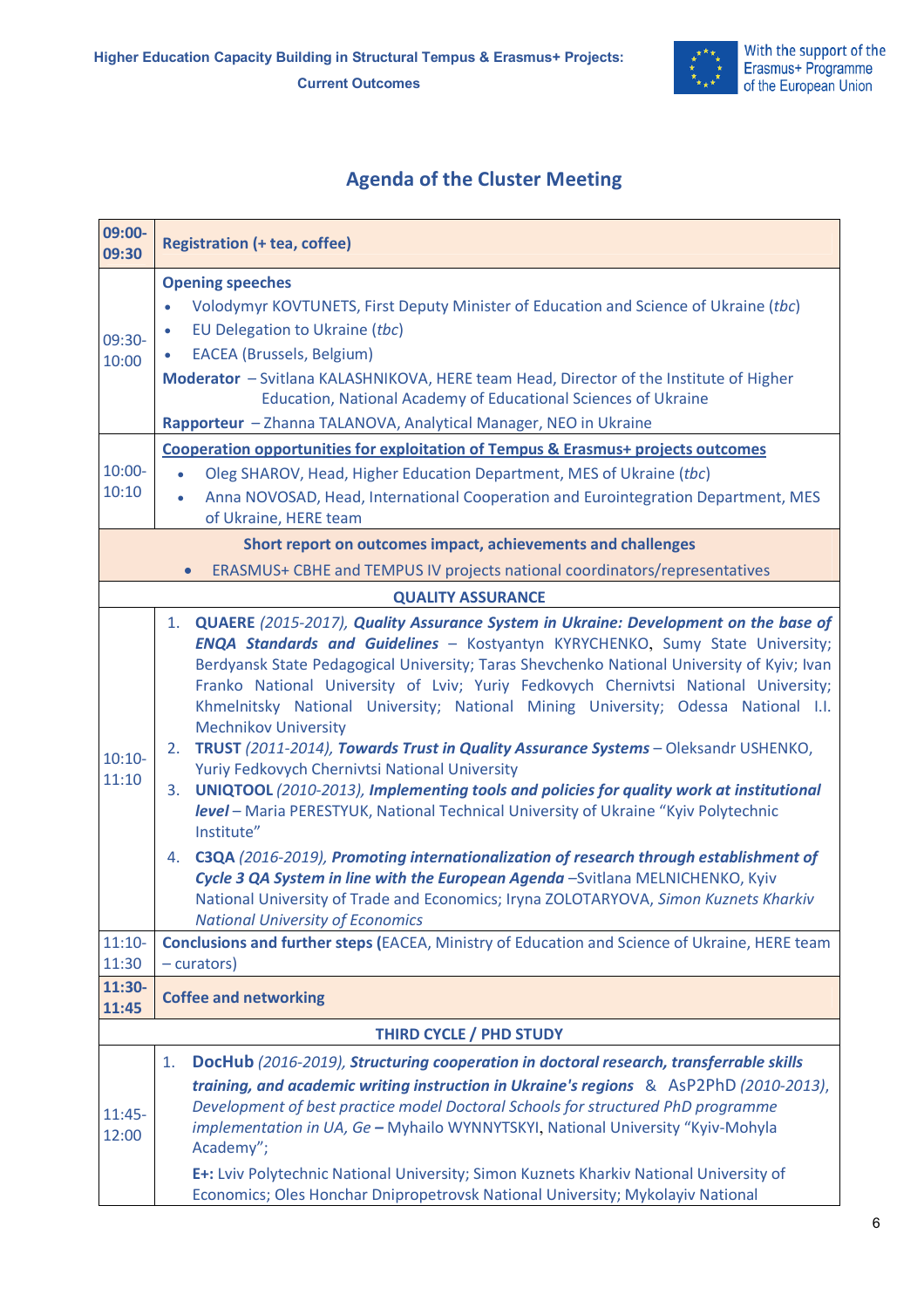## Agenda of the Cluster Meeting

| | |
|---|---|
| **09:00-09:30** | **Registration (+ tea, coffee)** |
| 09:30-10:00 | **Opening speeches**<br>• Volodymyr KOVTUNETS, First Deputy Minister of Education and Science of Ukraine (*tbc*)<br>• EU Delegation to Ukraine (*tbc*)<br>• EACEA (Brussels, Belgium)<br>**Moderator** – Svitlana KALASHNIKOVA, HERE team Head, Director of the Institute of Higher Education, National Academy of Educational Sciences of Ukraine<br>**Rapporteur** – Zhanna TALANOVA, Analytical Manager, NEO in Ukraine |
| 10:00-10:10 | **Cooperation opportunities for exploitation of Tempus & Erasmus+ projects outcomes**<br>• Oleg SHAROV, Head, Higher Education Department, MES of Ukraine (*tbc*)<br>• Anna NOVOSAD, Head, International Cooperation and Eurointegration Department, MES of Ukraine, HERE team |
| | **Short report on outcomes impact, achievements and challenges**<br>• ERASMUS+ CBHE and TEMPUS IV projects national coordinators/representatives |
| | **QUALITY ASSURANCE** |
| 10:10-11:10 | 1. **QUAERE** *(2015-2017)*, ***Quality Assurance System in Ukraine: Development on the base of ENQA Standards and Guidelines*** – Kostyantyn KYRYCHENKO, Sumy State University; Berdyansk State Pedagogical University; Taras Shevchenko National University of Kyiv; Ivan Franko National University of Lviv; Yuriy Fedkovych Chernivtsi National University; Khmelnitsky National University; National Mining University; Odessa National I.I. Mechnikov University<br>2. **TRUST** *(2011-2014)*, ***Towards Trust in Quality Assurance Systems*** – Oleksandr USHENKO, Yuriy Fedkovych Chernivtsi National University<br>3. **UNIQTOOL** *(2010-2013)*, ***Implementing tools and policies for quality work at institutional level*** – Maria PERESTYUK, National Technical University of Ukraine "Kyiv Polytechnic Institute"<br>4. **C3QA** *(2016-2019)*, ***Promoting internationalization of research through establishment of Cycle 3 QA System in line with the European Agenda*** –Svitlana MELNICHENKO, Kyiv National University of Trade and Economics; Iryna ZOLOTARYOVA, *Simon Kuznets Kharkiv National University of Economics* |
| 11:10-11:30 | **Conclusions and further steps (**EACEA, Ministry of Education and Science of Ukraine, HERE team – curators) |
| **11:30-11:45** | **Coffee and networking** |
| | **THIRD CYCLE / PHD STUDY** |
| 11:45-12:00 | 1. **DocHub** *(2016-2019)*, ***Structuring cooperation in doctoral research, transferrable skills training, and academic writing instruction in Ukraine's regions*** & AsP2PhD *(2010-2013)*, *Development of best practice model Doctoral Schools for structured PhD programme implementation in UA, Ge* **–** Myhailo WYNNYTSKYI, National University "Kyiv-Mohyla Academy";<br>**E+:** Lviv Polytechnic National University; Simon Kuznets Kharkiv National University of Economics; Oles Honchar Dnipropetrovsk National University; Mykolayiv National |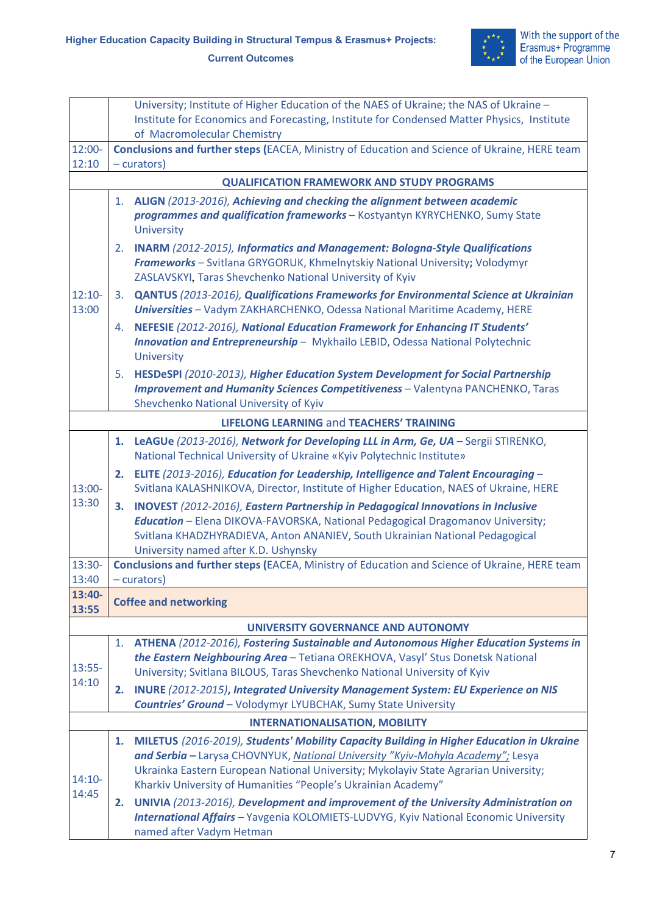| | |
|---|---|
| | University; Institute of Higher Education of the NAES of Ukraine; the NAS of Ukraine – Institute for Economics and Forecasting, Institute for Condensed Matter Physics, Institute of Macromolecular Chemistry |
| 12:00-12:10 | **Conclusions and further steps** (EACEA, Ministry of Education and Science of Ukraine, HERE team – curators) |
| | **QUALIFICATION FRAMEWORK AND STUDY PROGRAMS** |
| 12:10-13:00 | 1. **ALIGN** *(2013-2016)*, ***Achieving and checking the alignment between academic programmes and qualification frameworks*** – Kostyantyn KYRYCHENKO, Sumy State University<br>2. **INARM** *(2012-2015)*, ***Informatics and Management: Bologna-Style Qualifications Frameworks*** – Svitlana GRYGORUK, Khmelnytskiy National University**;** Volodymyr ZASLAVSKYI, Taras Shevchenko National University of Kyiv<br>3. **QANTUS** *(2013-2016)*, ***Qualifications Frameworks for Environmental Science at Ukrainian Universities*** – Vadym ZAKHARCHENKO, Odessa National Maritime Academy, HERE<br>4. **NEFESIE** *(2012-2016)*, ***National Education Framework for Enhancing IT Students' Innovation and Entrepreneurship*** – Mykhailo LEBID, Odessa National Polytechnic University<br>5. **HESDeSPI** *(2010-2013)*, ***Higher Education System Development for Social Partnership Improvement and Humanity Sciences Competitiveness*** – Valentyna PANCHENKO, Taras Shevchenko National University of Kyiv |
| | **LIFELONG LEARNING** and **TEACHERS' TRAINING** |
| 13:00-13:30 | 1. **LeAGUe** *(2013-2016)*, ***Network for Developing LLL in Arm, Ge, UA*** – Sergii STIRENKO, National Technical University of Ukraine «Kyiv Polytechnic Institute»<br>2. **ELITE** *(2013-2016)*, ***Education for Leadership, Intelligence and Talent Encouraging*** – Svitlana KALASHNIKOVA, Director, Institute of Higher Education, NAES of Ukraine, HERE<br>3. **INOVEST** *(2012-2016)*, ***Eastern Partnership in Pedagogical Innovations in Inclusive Education*** – Elena DIKOVA-FAVORSKA, National Pedagogical Dragomanov University; Svitlana KHADZHYRADIEVA, Anton ANANIEV, South Ukrainian National Pedagogical University named after K.D. Ushynsky |
| 13:30-13:40 | **Conclusions and further steps** (EACEA, Ministry of Education and Science of Ukraine, HERE team – curators) |
| **13:40-13:55** | **Coffee and networking** |
| | **UNIVERSITY GOVERNANCE AND AUTONOMY** |
| 13:55-14:10 | 1. **ATHENA** *(2012-2016)*, ***Fostering Sustainable and Autonomous Higher Education Systems in the Eastern Neighbouring Area*** – Tetiana OREKHOVA, Vasyl' Stus Donetsk National University; Svitlana BILOUS, Taras Shevchenko National University of Kyiv<br>2. **INURE** *(2012-2015)*, ***Integrated University Management System: EU Experience on NIS Countries' Ground*** – Volodymyr LYUBCHAK, Sumy State University |
| | **INTERNATIONALISATION, MOBILITY** |
| 14:10-14:45 | 1. **MILETUS** *(2016-2019)*, ***Students' Mobility Capacity Building in Higher Education in Ukraine and Serbia*** – Larysa CHOVNYUK, *National University "Kyiv-Mohyla Academy";* Lesya Ukrainka Eastern European National University; Mykolayiv State Agrarian University; Kharkiv University of Humanities "People's Ukrainian Academy"<br>2. **UNIVIA** *(2013-2016)*, ***Development and improvement of the University Administration on International Affairs*** – Yavgenia KOLOMIETS-LUDVYG, Kyiv National Economic University named after Vadym Hetman |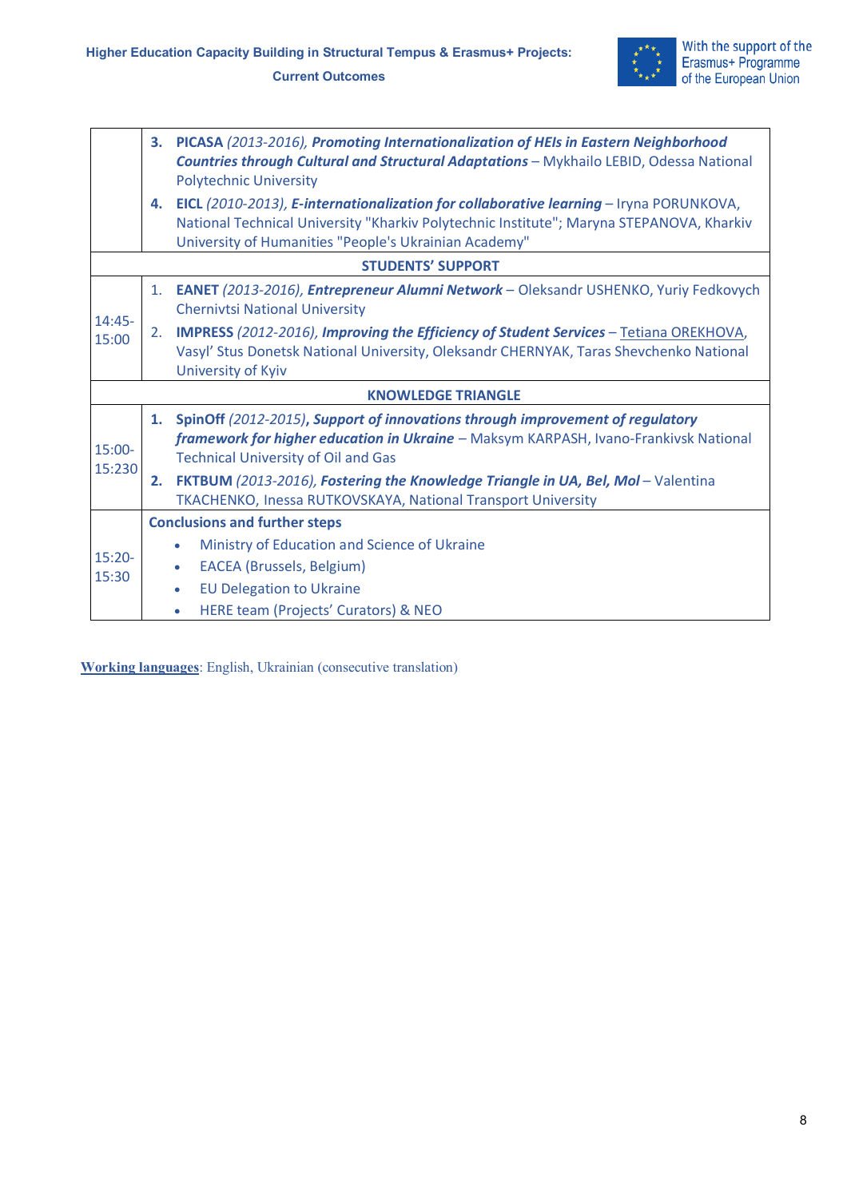| | |
|---|---|
| | **3. PICASA** *(2013-2016), **Promoting Internationalization of HEIs in Eastern Neighborhood Countries through Cultural and Structural Adaptations*** – Mykhailo LEBID, Odessa National Polytechnic University<br>**4. EICL** *(2010-2013), **E-internationalization for collaborative learning*** – Iryna PORUNKOVA, National Technical University "Kharkiv Polytechnic Institute"; Maryna STEPANOVA, Kharkiv University of Humanities "People's Ukrainian Academy" |
| | **STUDENTS' SUPPORT** |
| 14:45-15:00 | 1. **EANET** *(2013-2016), **Entrepreneur Alumni Network*** – Oleksandr USHENKO, Yuriy Fedkovych Chernivtsi National University<br>2. **IMPRESS** *(2012-2016), **Improving the Efficiency of Student Services*** – Tetiana OREKHOVA, Vasyl' Stus Donetsk National University, Oleksandr CHERNYAK, Taras Shevchenko National University of Kyiv |
| | **KNOWLEDGE TRIANGLE** |
| 15:00-15:230 | **1. SpinOff** *(2012-2015)*, ***Support of innovations through improvement of regulatory framework for higher education in Ukraine*** – Maksym KARPASH, Ivano-Frankivsk National Technical University of Oil and Gas<br>**2. FKTBUM** *(2013-2016), **Fostering the Knowledge Triangle in UA, Bel, Mol*** – Valentina TKACHENKO, Inessa RUTKOVSKAYA, National Transport University |
| 15:20-15:30 | **Conclusions and further steps**<br>• Ministry of Education and Science of Ukraine<br>• EACEA (Brussels, Belgium)<br>• EU Delegation to Ukraine<br>• HERE team (Projects' Curators) & NEO |

**Working languages**: English, Ukrainian (consecutive translation)